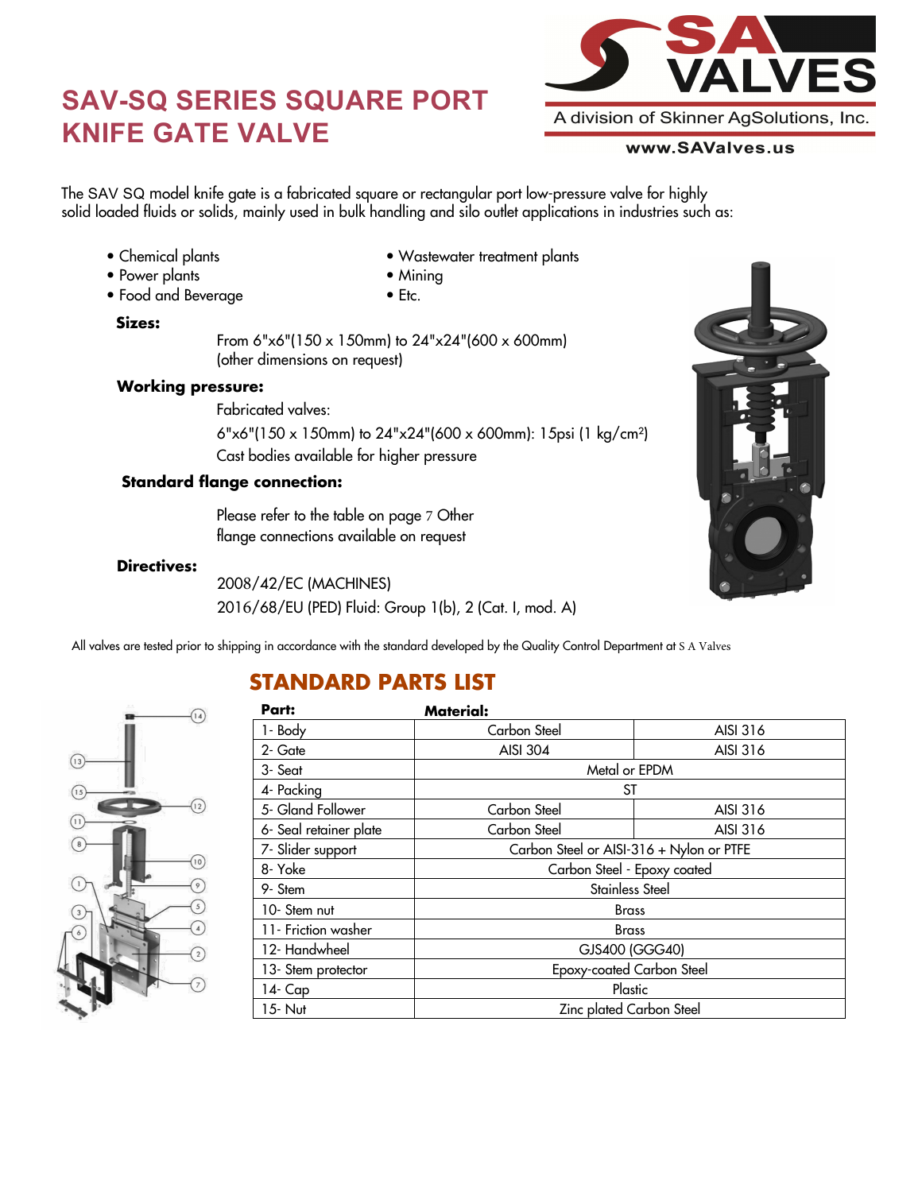# SAV-SQ SERIES SQUARE PORT KNIFE GATE VALVE

SA VALVES
A division of Skinner AgSolutions, Inc.
www.SAValves.us

The SAV SQ model knife gate is a fabricated square or rectangular port low-pressure valve for highly solid loaded fluids or solids, mainly used in bulk handling and silo outlet applications in industries such as:

- Chemical plants
- Power plants
- Food and Beverage
- Wastewater treatment plants
- Mining
- Etc.

**Sizes:**

From 6"x6"(150 x 150mm) to 24"x24"(600 x 600mm)
(other dimensions on request)

**Working pressure:**

Fabricated valves:

6"x6"(150 x 150mm) to 24"x24"(600 x 600mm): 15psi (1 kg/cm²)

Cast bodies available for higher pressure

**Standard flange connection:**

Please refer to the table on page 7 Other flange connections available on request

**Directives:**

2008/42/EC (MACHINES)

2016/68/EU (PED) Fluid: Group 1(b), 2 (Cat. I, mod. A)

All valves are tested prior to shipping in accordance with the standard developed by the Quality Control Department at S A Valves

## STANDARD PARTS LIST

| Part: | Material: | |
|---|---|---|
| 1- Body | Carbon Steel | AISI 316 |
| 2- Gate | AISI 304 | AISI 316 |
| 3- Seat | Metal or EPDM | |
| 4- Packing | ST | |
| 5- Gland Follower | Carbon Steel | AISI 316 |
| 6- Seal retainer plate | Carbon Steel | AISI 316 |
| 7- Slider support | Carbon Steel or AISI-316 + Nylon or PTFE | |
| 8- Yoke | Carbon Steel - Epoxy coated | |
| 9- Stem | Stainless Steel | |
| 10- Stem nut | Brass | |
| 11- Friction washer | Brass | |
| 12- Handwheel | GJS400 (GGG40) | |
| 13- Stem protector | Epoxy-coated Carbon Steel | |
| 14- Cap | Plastic | |
| 15- Nut | Zinc plated Carbon Steel | |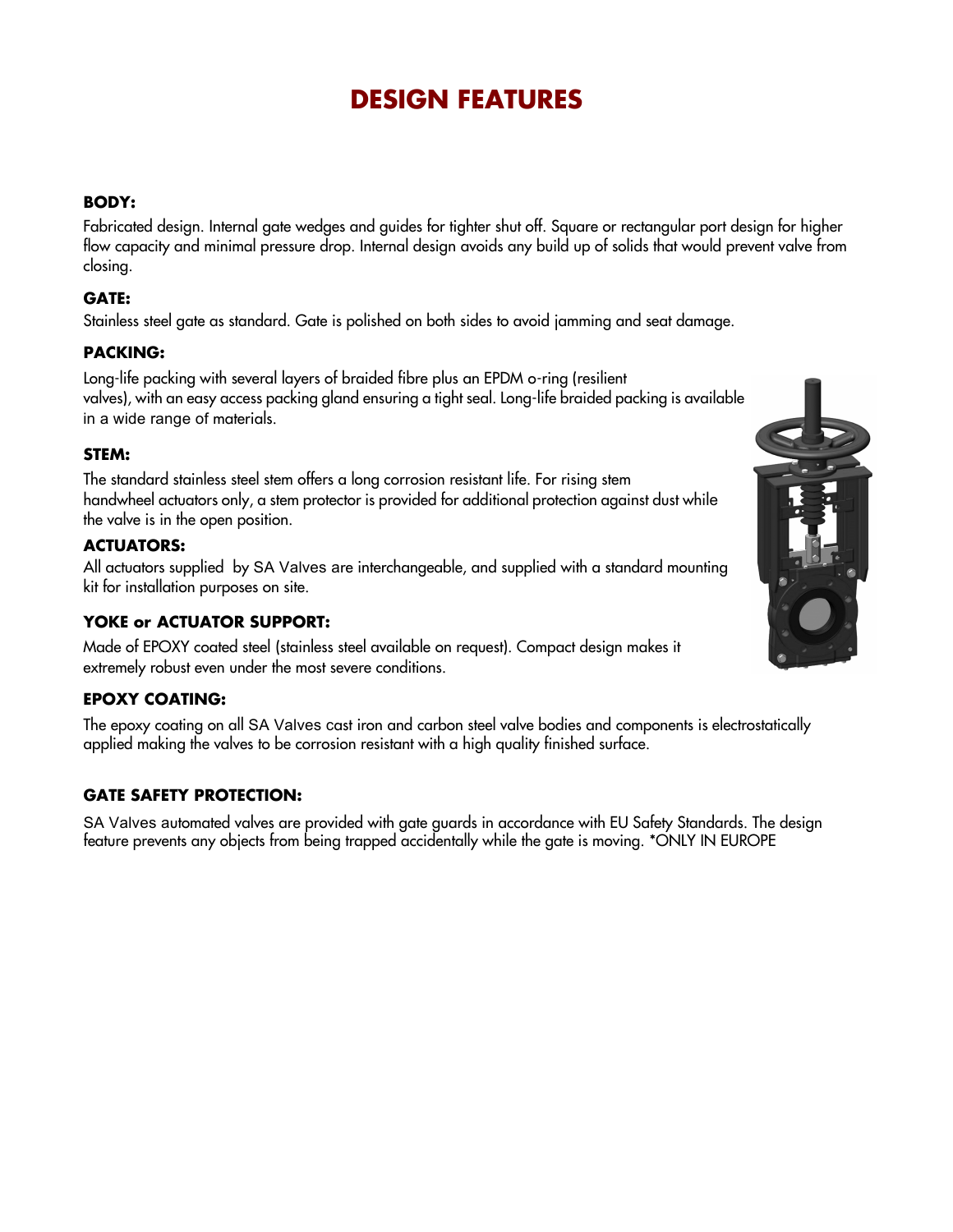# DESIGN FEATURES

**BODY:**

Fabricated design. Internal gate wedges and guides for tighter shut off. Square or rectangular port design for higher flow capacity and minimal pressure drop. Internal design avoids any build up of solids that would prevent valve from closing.

**GATE:**

Stainless steel gate as standard. Gate is polished on both sides to avoid jamming and seat damage.

**PACKING:**

Long-life packing with several layers of braided fibre plus an EPDM o-ring (resilient valves), with an easy access packing gland ensuring a tight seal. Long-life braided packing is available in a wide range of materials.

**STEM:**

The standard stainless steel stem offers a long corrosion resistant life. For rising stem handwheel actuators only, a stem protector is provided for additional protection against dust while the valve is in the open position.

**ACTUATORS:**

All actuators supplied by SA Valves are interchangeable, and supplied with a standard mounting kit for installation purposes on site.

**YOKE or ACTUATOR SUPPORT:**

Made of EPOXY coated steel (stainless steel available on request). Compact design makes it extremely robust even under the most severe conditions.

**EPOXY COATING:**

The epoxy coating on all SA Valves cast iron and carbon steel valve bodies and components is electrostatically applied making the valves to be corrosion resistant with a high quality finished surface.

**GATE SAFETY PROTECTION:**

SA Valves automated valves are provided with gate guards in accordance with EU Safety Standards. The design feature prevents any objects from being trapped accidentally while the gate is moving. *ONLY IN EUROPE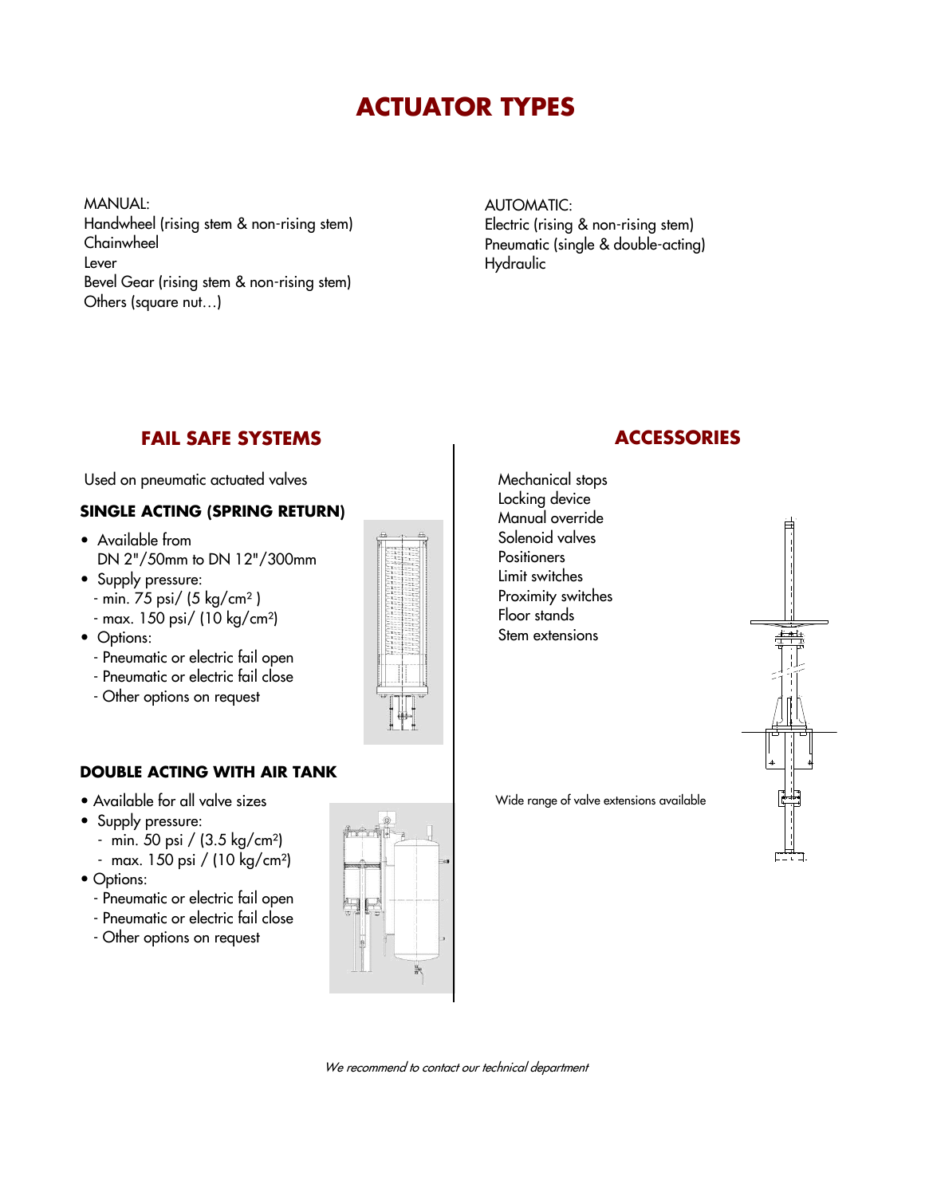# ACTUATOR TYPES

MANUAL:
Handwheel (rising stem & non-rising stem)
Chainwheel
Lever
Bevel Gear (rising stem & non-rising stem)
Others (square nut…)

AUTOMATIC:
Electric (rising & non-rising stem)
Pneumatic (single & double-acting)
Hydraulic

## FAIL SAFE SYSTEMS

Used on pneumatic actuated valves

### SINGLE ACTING (SPRING RETURN)

- Available from DN 2"/50mm to DN 12"/300mm
- Supply pressure:
  - min. 75 psi/ (5 kg/cm²)
  - max. 150 psi/ (10 kg/cm²)
- Options:
  - Pneumatic or electric fail open
  - Pneumatic or electric fail close
  - Other options on request

### DOUBLE ACTING WITH AIR TANK

- Available for all valve sizes
- Supply pressure:
  - min. 50 psi / (3.5 kg/cm²)
  - max. 150 psi / (10 kg/cm²)
- Options:
  - Pneumatic or electric fail open
  - Pneumatic or electric fail close
  - Other options on request

## ACCESSORIES

Mechanical stops
Locking device
Manual override
Solenoid valves
Positioners
Limit switches
Proximity switches
Floor stands
Stem extensions

Wide range of valve extensions available

*We recommend to contact our technical department*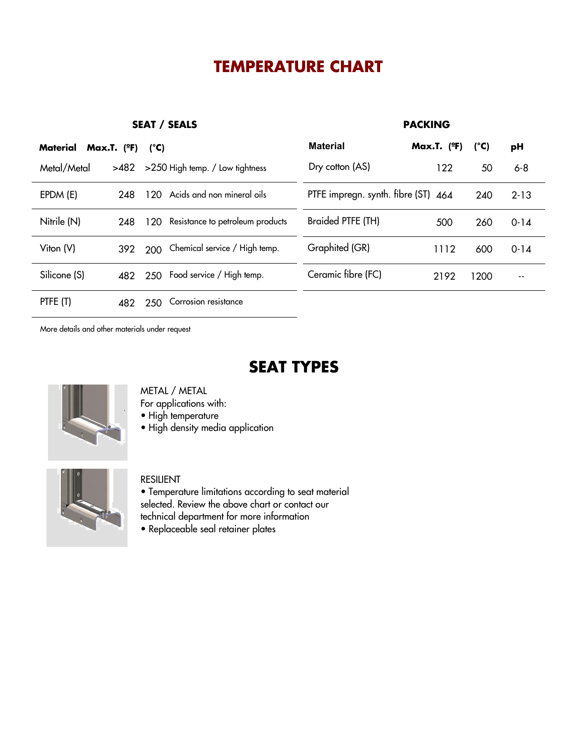# TEMPERATURE CHART

## SEAT / SEALS

| Material | Max.T. (ºF) | (°C) | |
|---|---|---|---|
| Metal/Metal | >482 | >250 | High temp. / Low tightness |
| EPDM (E) | 248 | 120 | Acids and non mineral oils |
| Nitrile (N) | 248 | 120 | Resistance to petroleum products |
| Viton (V) | 392 | 200 | Chemical service / High temp. |
| Silicone (S) | 482 | 250 | Food service / High temp. |
| PTFE (T) | 482 | 250 | Corrosion resistance |

## PACKING

| Material | Max.T. (ºF) | (°C) | pH |
|---|---|---|---|
| Dry cotton (AS) | 122 | 50 | 6-8 |
| PTFE impregn. synth. fibre (ST) | 464 | 240 | 2-13 |
| Braided PTFE (TH) | 500 | 260 | 0-14 |
| Graphited (GR) | 1112 | 600 | 0-14 |
| Ceramic fibre (FC) | 2192 | 1200 | -- |

More details and other materials under request

# SEAT TYPES

METAL / METAL
For applications with:
- High temperature
- High density media application

RESILIENT
- Temperature limitations according to seat material selected. Review the above chart or contact our technical department for more information
- Replaceable seal retainer plates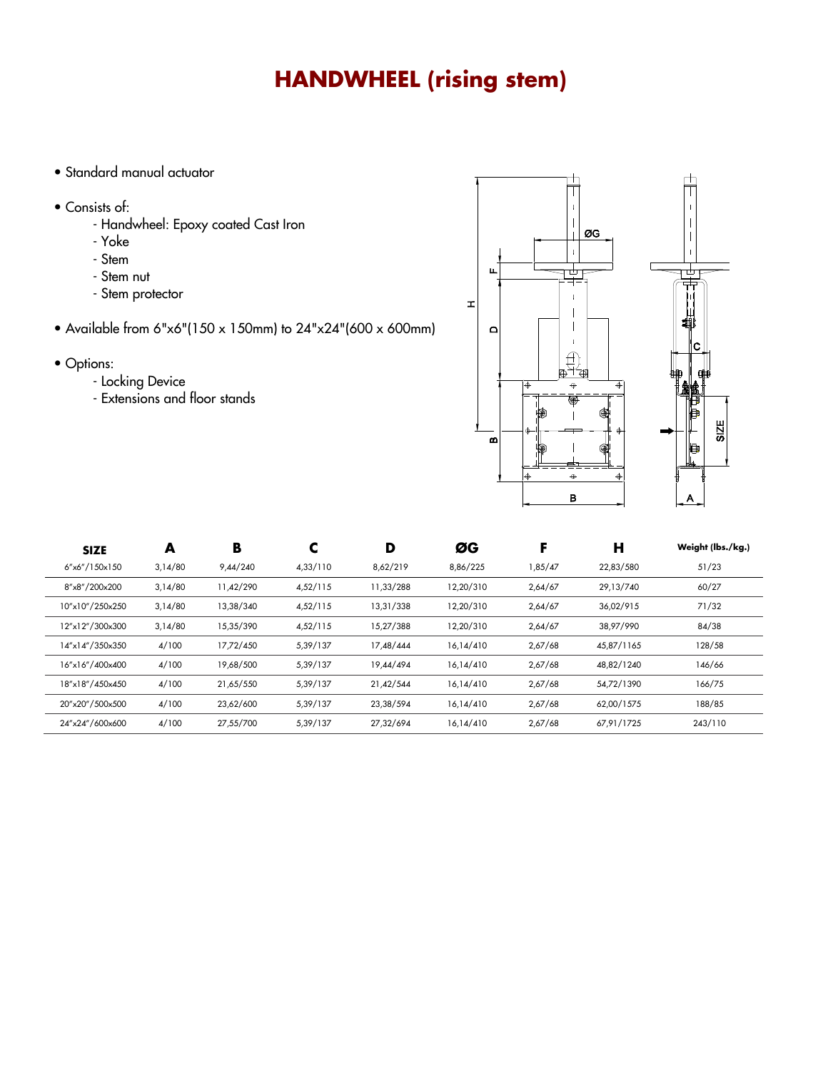# HANDWHEEL (rising stem)

- Standard manual actuator
- Consists of:
  - Handwheel: Epoxy coated Cast Iron
  - Yoke
  - Stem
  - Stem nut
  - Stem protector
- Available from 6"x6"(150 x 150mm) to 24"x24"(600 x 600mm)
- Options:
  - Locking Device
  - Extensions and floor stands

| SIZE | A | B | C | D | ØG | F | H | Weight (lbs./kg.) |
|---|---|---|---|---|---|---|---|---|
| 6"x6"/150x150 | 3,14/80 | 9,44/240 | 4,33/110 | 8,62/219 | 8,86/225 | 1,85/47 | 22,83/580 | 51/23 |
| 8"x8"/200x200 | 3,14/80 | 11,42/290 | 4,52/115 | 11,33/288 | 12,20/310 | 2,64/67 | 29,13/740 | 60/27 |
| 10"x10"/250x250 | 3,14/80 | 13,38/340 | 4,52/115 | 13,31/338 | 12,20/310 | 2,64/67 | 36,02/915 | 71/32 |
| 12"x12"/300x300 | 3,14/80 | 15,35/390 | 4,52/115 | 15,27/388 | 12,20/310 | 2,64/67 | 38,97/990 | 84/38 |
| 14"x14"/350x350 | 4/100 | 17,72/450 | 5,39/137 | 17,48/444 | 16,14/410 | 2,67/68 | 45,87/1165 | 128/58 |
| 16"x16"/400x400 | 4/100 | 19,68/500 | 5,39/137 | 19,44/494 | 16,14/410 | 2,67/68 | 48,82/1240 | 146/66 |
| 18"x18"/450x450 | 4/100 | 21,65/550 | 5,39/137 | 21,42/544 | 16,14/410 | 2,67/68 | 54,72/1390 | 166/75 |
| 20"x20"/500x500 | 4/100 | 23,62/600 | 5,39/137 | 23,38/594 | 16,14/410 | 2,67/68 | 62,00/1575 | 188/85 |
| 24"x24"/600x600 | 4/100 | 27,55/700 | 5,39/137 | 27,32/694 | 16,14/410 | 2,67/68 | 67,91/1725 | 243/110 |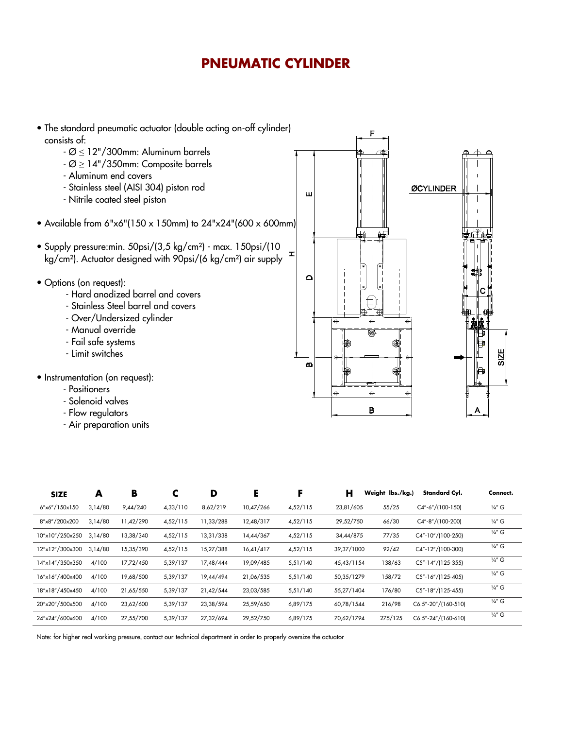# PNEUMATIC CYLINDER

- The standard pneumatic actuator (double acting on-off cylinder) consists of:
  - Ø ≤ 12"/300mm: Aluminum barrels
  - Ø ≥ 14"/350mm: Composite barrels
  - Aluminum end covers
  - Stainless steel (AISI 304) piston rod
  - Nitrile coated steel piston
- Available from 6"x6"(150 x 150mm) to 24"x24"(600 x 600mm)
- Supply pressure:min. 50psi/(3,5 kg/cm²) - max. 150psi/(10 kg/cm²). Actuator designed with 90psi/(6 kg/cm²) air supply
- Options (on request):
  - Hard anodized barrel and covers
  - Stainless Steel barrel and covers
  - Over/Undersized cylinder
  - Manual override
  - Fail safe systems
  - Limit switches
- Instrumentation (on request):
  - Positioners
  - Solenoid valves
  - Flow regulators
  - Air preparation units

F
E
H
D
B
B
ØCYLINDER
C
SIZE
A

| SIZE | A | B | C | D | E | F | H | Weight lbs./(kg.) | Standard Cyl. | Connect. |
|---|---|---|---|---|---|---|---|---|---|---|
| 6"x6"/150x150 | 3,14/80 | 9,44/240 | 4,33/110 | 8,62/219 | 10,47/266 | 4,52/115 | 23,81/605 | 55/25 | C4"-6"/(100-150) | ¼" G |
| 8"x8"/200x200 | 3,14/80 | 11,42/290 | 4,52/115 | 11,33/288 | 12,48/317 | 4,52/115 | 29,52/750 | 66/30 | C4"-8"/(100-200) | ¼" G |
| 10"x10"/250x250 | 3,14/80 | 13,38/340 | 4,52/115 | 13,31/338 | 14,44/367 | 4,52/115 | 34,44/875 | 77/35 | C4"-10"/(100-250) | ¼" G |
| 12"x12"/300x300 | 3,14/80 | 15,35/390 | 4,52/115 | 15,27/388 | 16,41/417 | 4,52/115 | 39,37/1000 | 92/42 | C4"-12"/(100-300) | ¼" G |
| 14"x14"/350x350 | 4/100 | 17,72/450 | 5,39/137 | 17,48/444 | 19,09/485 | 5,51/140 | 45,43/1154 | 138/63 | C5"-14"/(125-355) | ¼" G |
| 16"x16"/400x400 | 4/100 | 19,68/500 | 5,39/137 | 19,44/494 | 21,06/535 | 5,51/140 | 50,35/1279 | 158/72 | C5"-16"/(125-405) | ¼" G |
| 18"x18"/450x450 | 4/100 | 21,65/550 | 5,39/137 | 21,42/544 | 23,03/585 | 5,51/140 | 55,27/1404 | 176/80 | C5"-18"/(125-455) | ¼" G |
| 20"x20"/500x500 | 4/100 | 23,62/600 | 5,39/137 | 23,38/594 | 25,59/650 | 6,89/175 | 60,78/1544 | 216/98 | C6.5"-20"/(160-510) | ¼" G |
| 24"x24"/600x600 | 4/100 | 27,55/700 | 5,39/137 | 27,32/694 | 29,52/750 | 6,89/175 | 70,62/1794 | 275/125 | C6.5"-24"/(160-610) | ¼" G |

Note: for higher real working pressure, contact our technical department in order to properly oversize the actuator